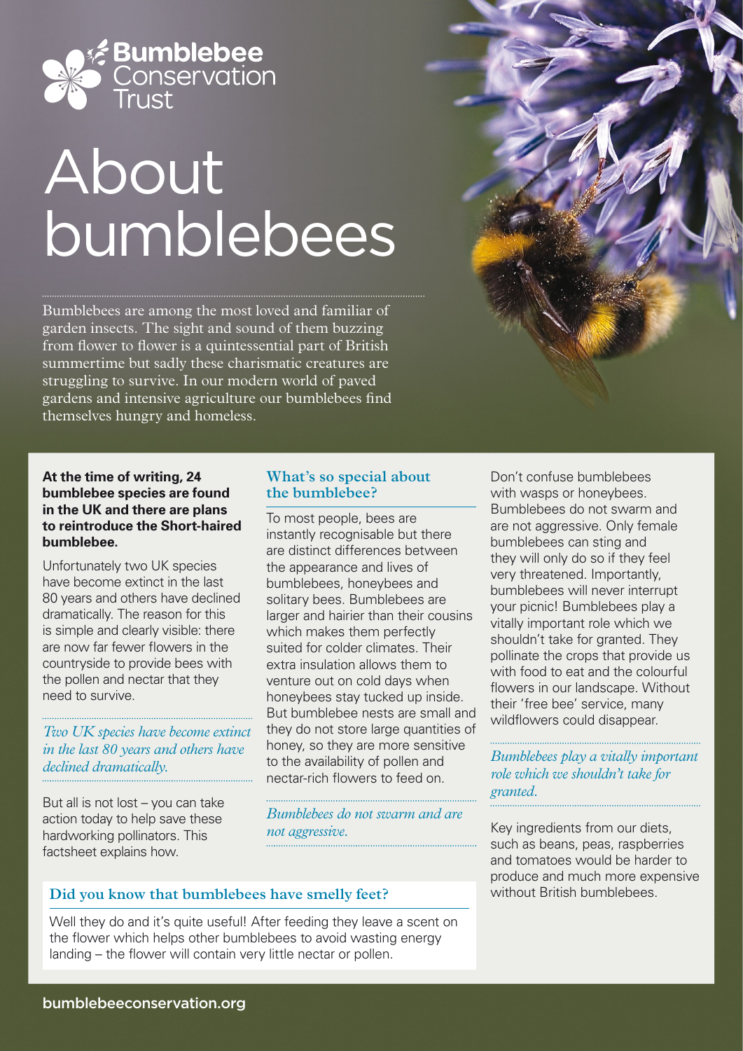Bumblebee Conservation Trust

# About bumblebees

Bumblebees are among the most loved and familiar of garden insects. The sight and sound of them buzzing from flower to flower is a quintessential part of British summertime but sadly these charismatic creatures are struggling to survive. In our modern world of paved gardens and intensive agriculture our bumblebees find themselves hungry and homeless.

**At the time of writing, 24 bumblebee species are found in the UK and there are plans to reintroduce the Short-haired bumblebee.**

Unfortunately two UK species have become extinct in the last 80 years and others have declined dramatically. The reason for this is simple and clearly visible: there are now far fewer flowers in the countryside to provide bees with the pollen and nectar that they need to survive.

*Two UK species have become extinct in the last 80 years and others have declined dramatically.*

But all is not lost – you can take action today to help save these hardworking pollinators. This factsheet explains how.

## What's so special about the bumblebee?

To most people, bees are instantly recognisable but there are distinct differences between the appearance and lives of bumblebees, honeybees and solitary bees. Bumblebees are larger and hairier than their cousins which makes them perfectly suited for colder climates. Their extra insulation allows them to venture out on cold days when honeybees stay tucked up inside. But bumblebee nests are small and they do not store large quantities of honey, so they are more sensitive to the availability of pollen and nectar-rich flowers to feed on.

*Bumblebees do not swarm and are not aggressive.*

Don't confuse bumblebees with wasps or honeybees. Bumblebees do not swarm and are not aggressive. Only female bumblebees can sting and they will only do so if they feel very threatened. Importantly, bumblebees will never interrupt your picnic! Bumblebees play a vitally important role which we shouldn't take for granted. They pollinate the crops that provide us with food to eat and the colourful flowers in our landscape. Without their 'free bee' service, many wildflowers could disappear.

*Bumblebees play a vitally important role which we shouldn't take for granted.*

Key ingredients from our diets, such as beans, peas, raspberries and tomatoes would be harder to produce and much more expensive without British bumblebees.

## Did you know that bumblebees have smelly feet?

Well they do and it's quite useful! After feeding they leave a scent on the flower which helps other bumblebees to avoid wasting energy landing – the flower will contain very little nectar or pollen.

bumblebeeconservation.org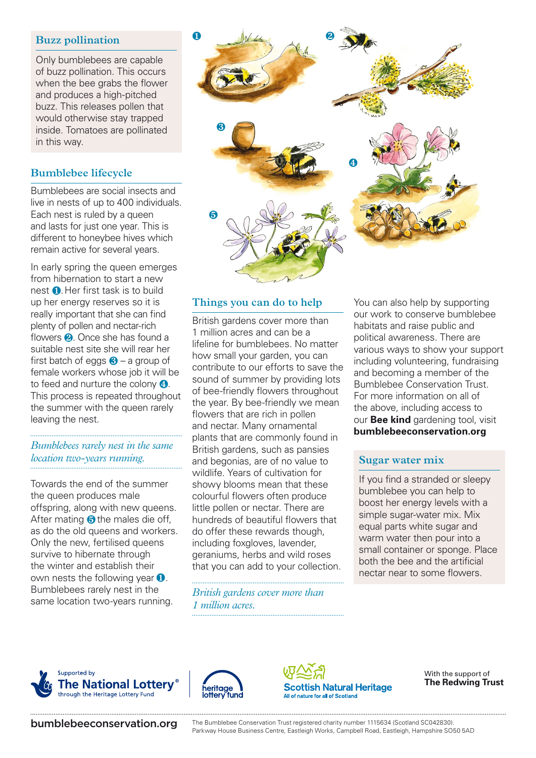## Buzz pollination

Only bumblebees are capable of buzz pollination. This occurs when the bee grabs the flower and produces a high-pitched buzz. This releases pollen that would otherwise stay trapped inside. Tomatoes are pollinated in this way.

## Bumblebee lifecycle

Bumblebees are social insects and live in nests of up to 400 individuals. Each nest is ruled by a queen and lasts for just one year. This is different to honeybee hives which remain active for several years.

In early spring the queen emerges from hibernation to start a new nest ❶. Her first task is to build up her energy reserves so it is really important that she can find plenty of pollen and nectar-rich flowers ❷. Once she has found a suitable nest site she will rear her first batch of eggs ❸ – a group of female workers whose job it will be to feed and nurture the colony ❹. This process is repeated throughout the summer with the queen rarely leaving the nest.

*Bumblebees rarely nest in the same location two-years running.*

Towards the end of the summer the queen produces male offspring, along with new queens. After mating ❺ the males die off, as do the old queens and workers. Only the new, fertilised queens survive to hibernate through the winter and establish their own nests the following year ❶. Bumblebees rarely nest in the same location two-years running.

## Things you can do to help

British gardens cover more than 1 million acres and can be a lifeline for bumblebees. No matter how small your garden, you can contribute to our efforts to save the sound of summer by providing lots of bee-friendly flowers throughout the year. By bee-friendly we mean flowers that are rich in pollen and nectar. Many ornamental plants that are commonly found in British gardens, such as pansies and begonias, are of no value to wildlife. Years of cultivation for showy blooms mean that these colourful flowers often produce little pollen or nectar. There are hundreds of beautiful flowers that do offer these rewards though, including foxgloves, lavender, geraniums, herbs and wild roses that you can add to your collection.

*British gardens cover more than 1 million acres.*

You can also help by supporting our work to conserve bumblebee habitats and raise public and political awareness. There are various ways to show your support including volunteering, fundraising and becoming a member of the Bumblebee Conservation Trust. For more information on all of the above, including access to our **Bee kind** gardening tool, visit **bumblebeeconservation.org**

## Sugar water mix

If you find a stranded or sleepy bumblebee you can help to boost her energy levels with a simple sugar-water mix. Mix equal parts white sugar and warm water then pour into a small container or sponge. Place both the bee and the artificial nectar near to some flowers.

Supported by The National Lottery® through the Heritage Lottery Fund

heritage lottery fund

Scottish Natural Heritage — All of nature for all of Scotland

With the support of **The Redwing Trust**

**bumblebeeconservation.org**

The Bumblebee Conservation Trust registered charity number 1115634 (Scotland SC042830).
Parkway House Business Centre, Eastleigh Works, Campbell Road, Eastleigh, Hampshire SO50 5AD